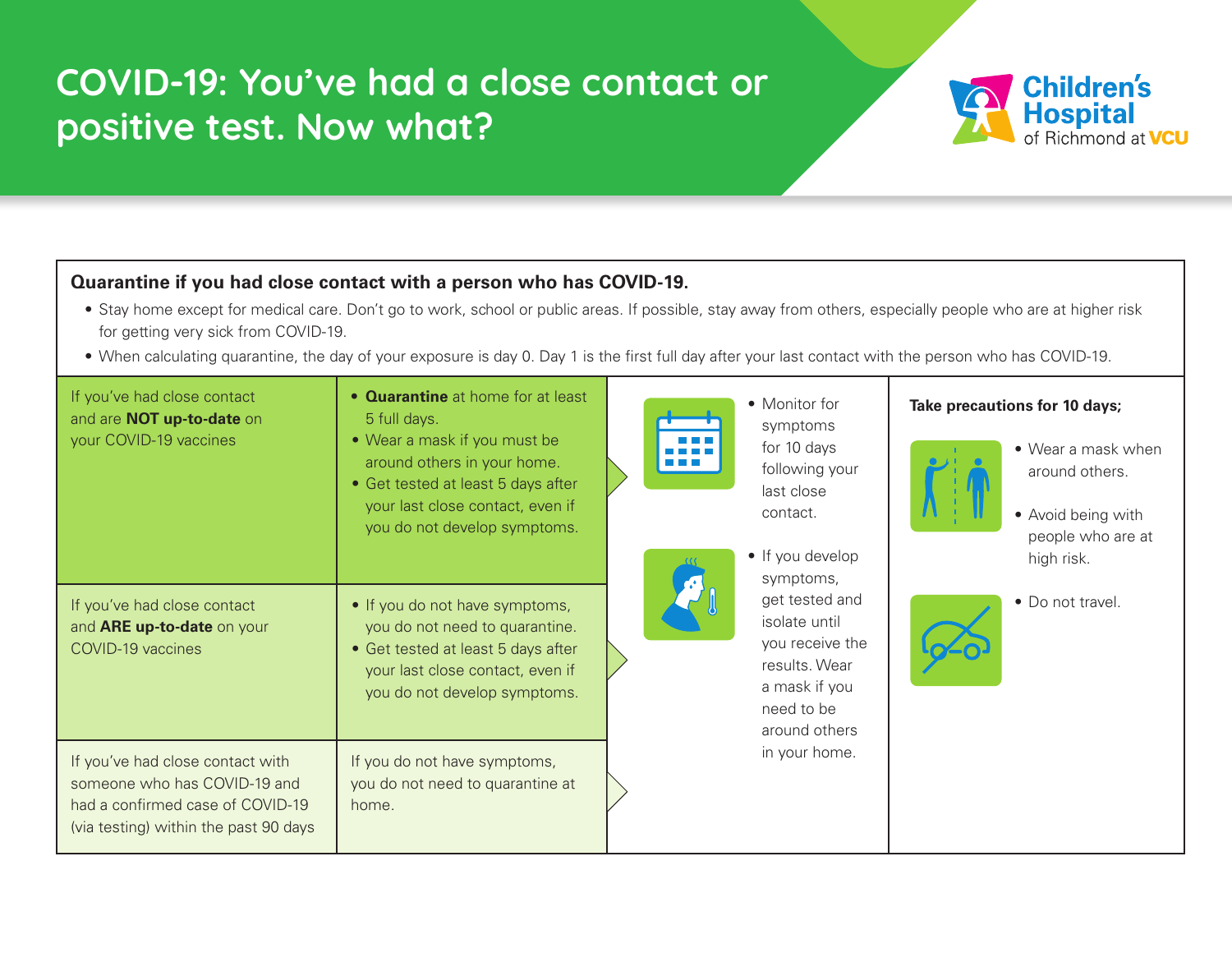# COVID-19: You've had a close contact or positive test. Now what?

Children's Hospital of Richmond at VCU

**Quarantine if you had close contact with a person who has COVID-19.**

- Stay home except for medical care. Don't go to work, school or public areas. If possible, stay away from others, especially people who are at higher risk for getting very sick from COVID-19.
- When calculating quarantine, the day of your exposure is day 0. Day 1 is the first full day after your last contact with the person who has COVID-19.

| Situation | What to do |
| --- | --- |
| If you've had close contact and are **NOT up-to-date** on your COVID-19 vaccines | • **Quarantine** at home for at least 5 full days. <br> • Wear a mask if you must be around others in your home. <br> • Get tested at least 5 days after your last close contact, even if you do not develop symptoms. |
| If you've had close contact and **ARE up-to-date** on your COVID-19 vaccines | • If you do not have symptoms, you do not need to quarantine. <br> • Get tested at least 5 days after your last close contact, even if you do not develop symptoms. |
| If you've had close contact with someone who has COVID-19 and had a confirmed case of COVID-19 (via testing) within the past 90 days | If you do not have symptoms, you do not need to quarantine at home. |

- Monitor for symptoms for 10 days following your last close contact.
- If you develop symptoms, get tested and isolate until you receive the results. Wear a mask if you need to be around others in your home.

**Take precautions for 10 days;**

- Wear a mask when around others.
- Avoid being with people who are at high risk.
- Do not travel.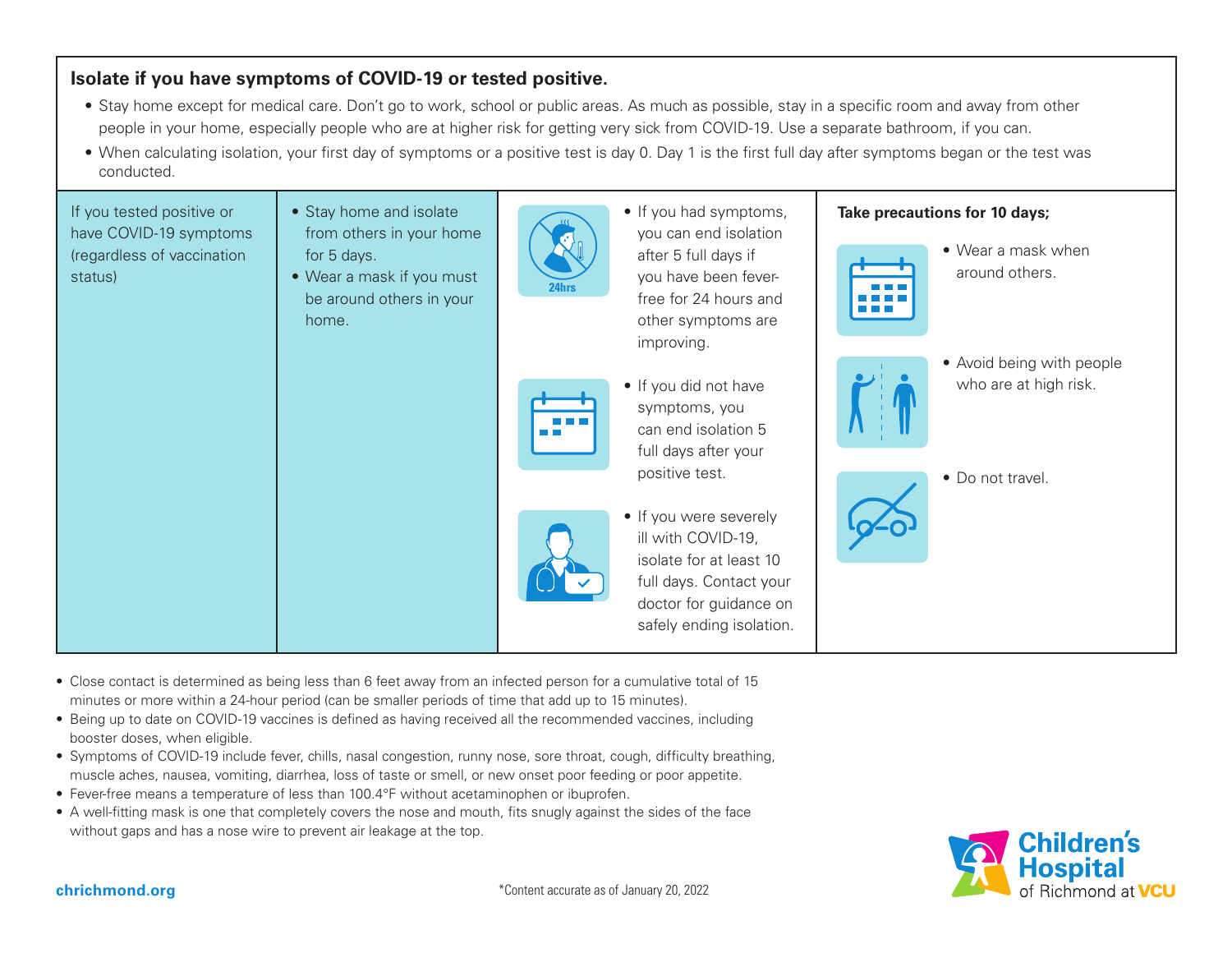**Isolate if you have symptoms of COVID-19 or tested positive.**

- Stay home except for medical care. Don't go to work, school or public areas. As much as possible, stay in a specific room and away from other people in your home, especially people who are at higher risk for getting very sick from COVID-19. Use a separate bathroom, if you can.
- When calculating isolation, your first day of symptoms or a positive test is day 0. Day 1 is the first full day after symptoms began or the test was conducted.

| | | | |
|---|---|---|---|
| If you tested positive or have COVID-19 symptoms (regardless of vaccination status) | • Stay home and isolate from others in your home for 5 days.<br>• Wear a mask if you must be around others in your home. | • If you had symptoms, you can end isolation after 5 full days if you have been fever-free for 24 hours and other symptoms are improving.<br>• If you did not have symptoms, you can end isolation 5 full days after your positive test.<br>• If you were severely ill with COVID-19, isolate for at least 10 full days. Contact your doctor for guidance on safely ending isolation. | **Take precautions for 10 days;**<br>• Wear a mask when around others.<br>• Avoid being with people who are at high risk.<br>• Do not travel. |

- Close contact is determined as being less than 6 feet away from an infected person for a cumulative total of 15 minutes or more within a 24-hour period (can be smaller periods of time that add up to 15 minutes).
- Being up to date on COVID-19 vaccines is defined as having received all the recommended vaccines, including booster doses, when eligible.
- Symptoms of COVID-19 include fever, chills, nasal congestion, runny nose, sore throat, cough, difficulty breathing, muscle aches, nausea, vomiting, diarrhea, loss of taste or smell, or new onset poor feeding or poor appetite.
- Fever-free means a temperature of less than 100.4°F without acetaminophen or ibuprofen.
- A well-fitting mask is one that completely covers the nose and mouth, fits snugly against the sides of the face without gaps and has a nose wire to prevent air leakage at the top.

chrichmond.org

*Content accurate as of January 20, 2022

Children's Hospital of Richmond at VCU